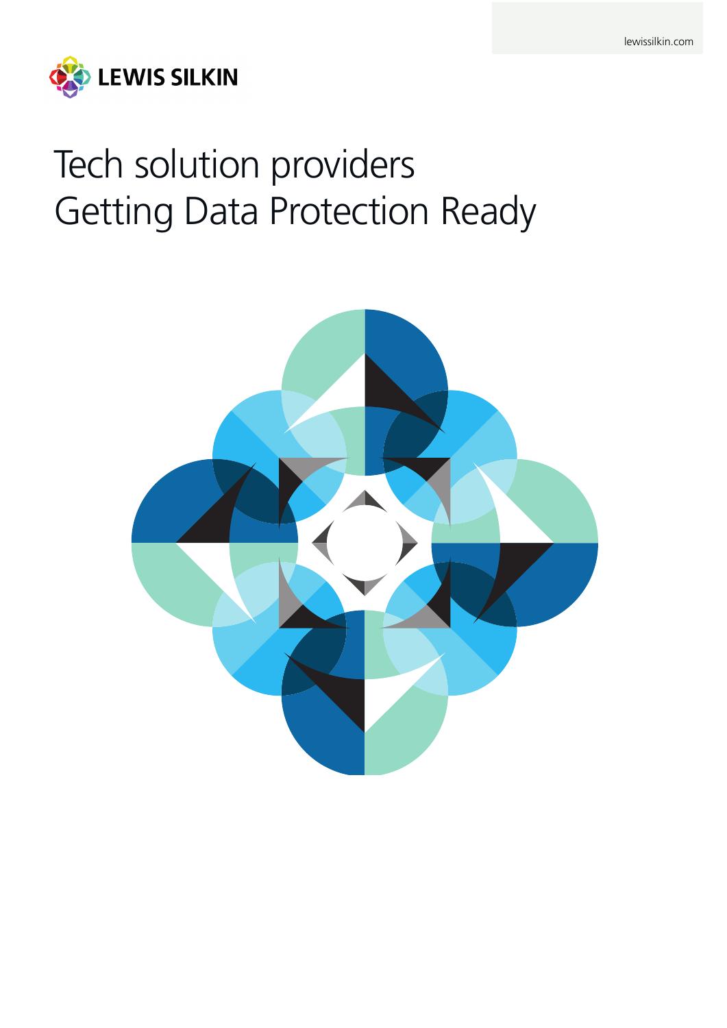lewissilkin.com

LEWIS SILKIN

# Tech solution providers Getting Data Protection Ready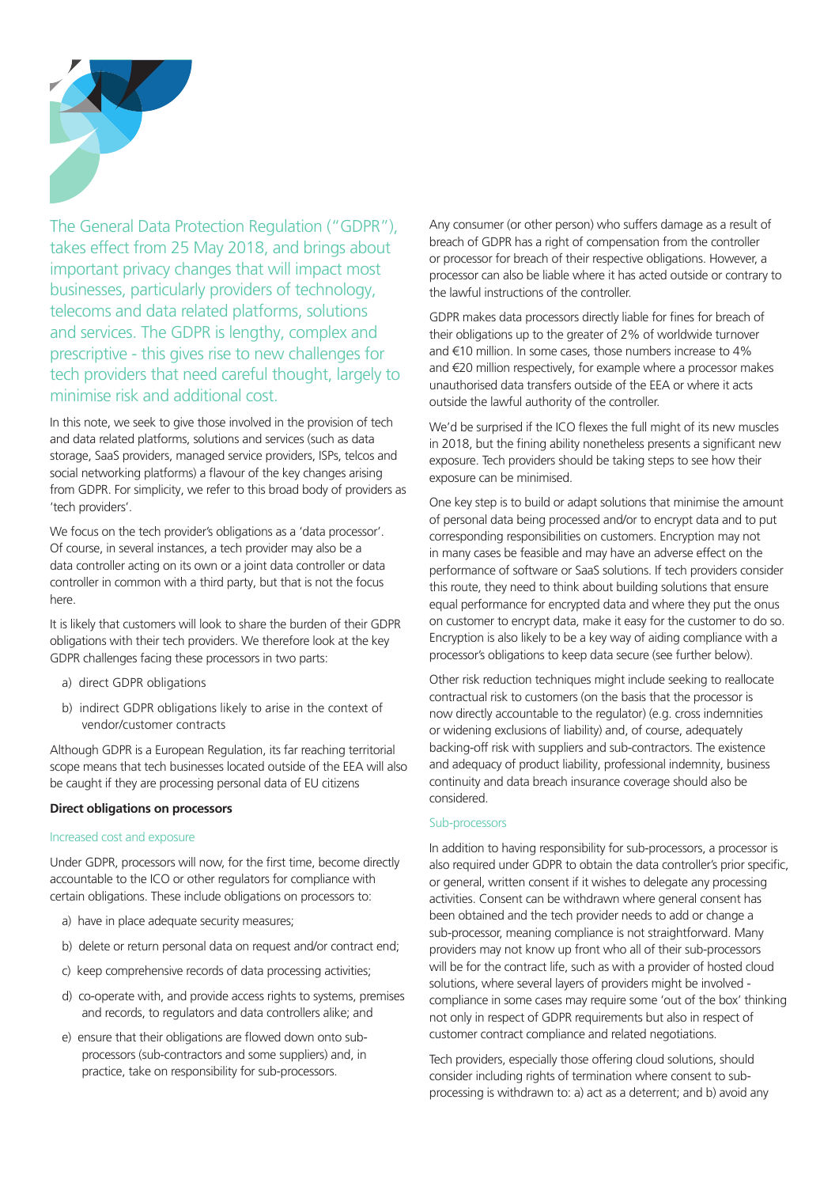The General Data Protection Regulation ("GDPR"), takes effect from 25 May 2018, and brings about important privacy changes that will impact most businesses, particularly providers of technology, telecoms and data related platforms, solutions and services. The GDPR is lengthy, complex and prescriptive - this gives rise to new challenges for tech providers that need careful thought, largely to minimise risk and additional cost.

In this note, we seek to give those involved in the provision of tech and data related platforms, solutions and services (such as data storage, SaaS providers, managed service providers, ISPs, telcos and social networking platforms) a flavour of the key changes arising from GDPR. For simplicity, we refer to this broad body of providers as 'tech providers'.

We focus on the tech provider's obligations as a 'data processor'. Of course, in several instances, a tech provider may also be a data controller acting on its own or a joint data controller or data controller in common with a third party, but that is not the focus here.

It is likely that customers will look to share the burden of their GDPR obligations with their tech providers. We therefore look at the key GDPR challenges facing these processors in two parts:

a) direct GDPR obligations

b) indirect GDPR obligations likely to arise in the context of vendor/customer contracts

Although GDPR is a European Regulation, its far reaching territorial scope means that tech businesses located outside of the EEA will also be caught if they are processing personal data of EU citizens

**Direct obligations on processors**

### Increased cost and exposure

Under GDPR, processors will now, for the first time, become directly accountable to the ICO or other regulators for compliance with certain obligations. These include obligations on processors to:

a) have in place adequate security measures;

b) delete or return personal data on request and/or contract end;

c) keep comprehensive records of data processing activities;

d) co-operate with, and provide access rights to systems, premises and records, to regulators and data controllers alike; and

e) ensure that their obligations are flowed down onto sub-processors (sub-contractors and some suppliers) and, in practice, take on responsibility for sub-processors.

Any consumer (or other person) who suffers damage as a result of breach of GDPR has a right of compensation from the controller or processor for breach of their respective obligations. However, a processor can also be liable where it has acted outside or contrary to the lawful instructions of the controller.

GDPR makes data processors directly liable for fines for breach of their obligations up to the greater of 2% of worldwide turnover and €10 million. In some cases, those numbers increase to 4% and €20 million respectively, for example where a processor makes unauthorised data transfers outside of the EEA or where it acts outside the lawful authority of the controller.

We'd be surprised if the ICO flexes the full might of its new muscles in 2018, but the fining ability nonetheless presents a significant new exposure. Tech providers should be taking steps to see how their exposure can be minimised.

One key step is to build or adapt solutions that minimise the amount of personal data being processed and/or to encrypt data and to put corresponding responsibilities on customers. Encryption may not in many cases be feasible and may have an adverse effect on the performance of software or SaaS solutions. If tech providers consider this route, they need to think about building solutions that ensure equal performance for encrypted data and where they put the onus on customer to encrypt data, make it easy for the customer to do so. Encryption is also likely to be a key way of aiding compliance with a processor's obligations to keep data secure (see further below).

Other risk reduction techniques might include seeking to reallocate contractual risk to customers (on the basis that the processor is now directly accountable to the regulator) (e.g. cross indemnities or widening exclusions of liability) and, of course, adequately backing-off risk with suppliers and sub-contractors. The existence and adequacy of product liability, professional indemnity, business continuity and data breach insurance coverage should also be considered.

### Sub-processors

In addition to having responsibility for sub-processors, a processor is also required under GDPR to obtain the data controller's prior specific, or general, written consent if it wishes to delegate any processing activities. Consent can be withdrawn where general consent has been obtained and the tech provider needs to add or change a sub-processor, meaning compliance is not straightforward. Many providers may not know up front who all of their sub-processors will be for the contract life, such as with a provider of hosted cloud solutions, where several layers of providers might be involved - compliance in some cases may require some 'out of the box' thinking not only in respect of GDPR requirements but also in respect of customer contract compliance and related negotiations.

Tech providers, especially those offering cloud solutions, should consider including rights of termination where consent to sub-processing is withdrawn to: a) act as a deterrent; and b) avoid any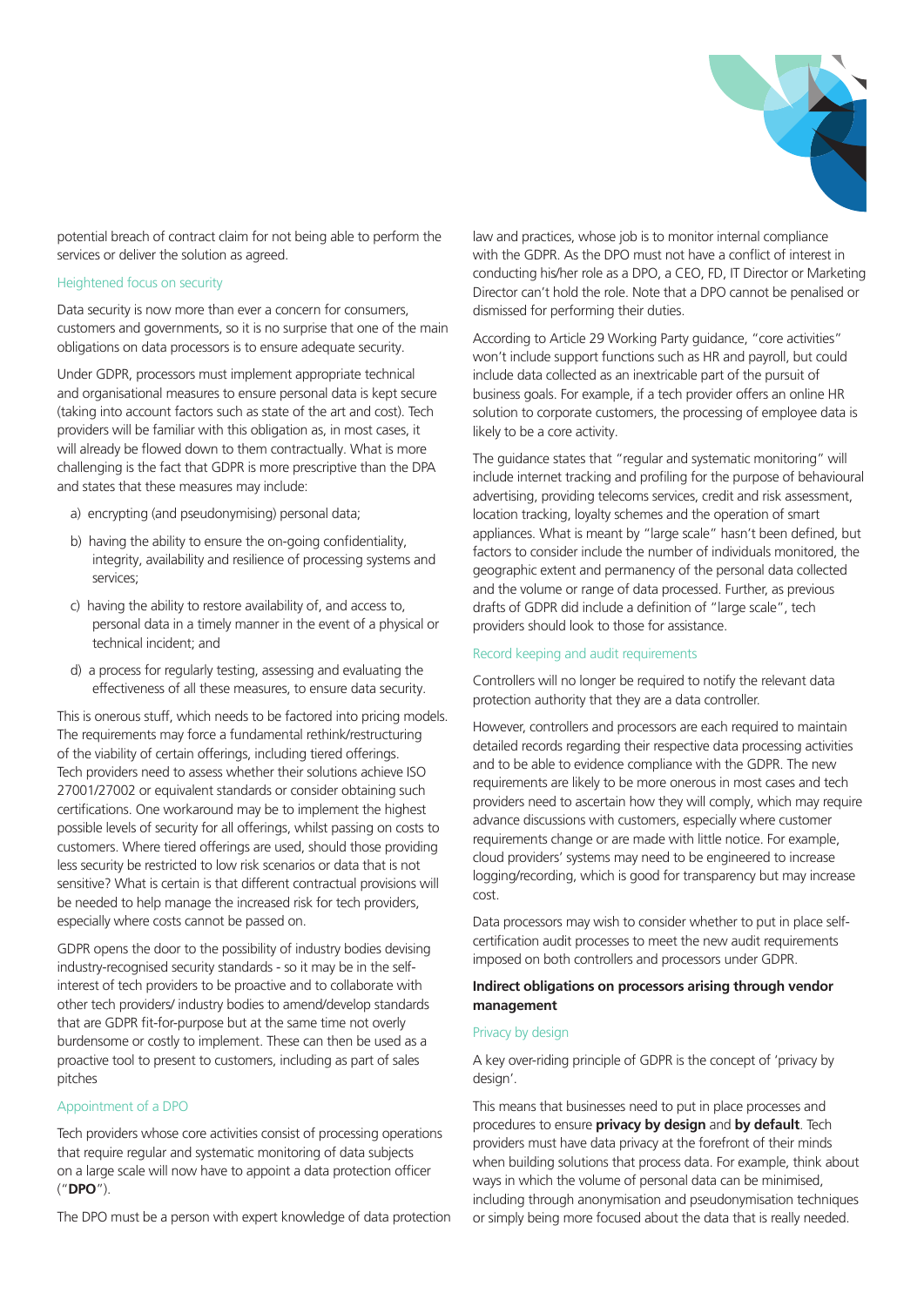potential breach of contract claim for not being able to perform the services or deliver the solution as agreed.

### Heightened focus on security

Data security is now more than ever a concern for consumers, customers and governments, so it is no surprise that one of the main obligations on data processors is to ensure adequate security.

Under GDPR, processors must implement appropriate technical and organisational measures to ensure personal data is kept secure (taking into account factors such as state of the art and cost). Tech providers will be familiar with this obligation as, in most cases, it will already be flowed down to them contractually. What is more challenging is the fact that GDPR is more prescriptive than the DPA and states that these measures may include:

a) encrypting (and pseudonymising) personal data;

b) having the ability to ensure the on-going confidentiality, integrity, availability and resilience of processing systems and services;

c) having the ability to restore availability of, and access to, personal data in a timely manner in the event of a physical or technical incident; and

d) a process for regularly testing, assessing and evaluating the effectiveness of all these measures, to ensure data security.

This is onerous stuff, which needs to be factored into pricing models. The requirements may force a fundamental rethink/restructuring of the viability of certain offerings, including tiered offerings. Tech providers need to assess whether their solutions achieve ISO 27001/27002 or equivalent standards or consider obtaining such certifications. One workaround may be to implement the highest possible levels of security for all offerings, whilst passing on costs to customers. Where tiered offerings are used, should those providing less security be restricted to low risk scenarios or data that is not sensitive? What is certain is that different contractual provisions will be needed to help manage the increased risk for tech providers, especially where costs cannot be passed on.

GDPR opens the door to the possibility of industry bodies devising industry-recognised security standards - so it may be in the self-interest of tech providers to be proactive and to collaborate with other tech providers/ industry bodies to amend/develop standards that are GDPR fit-for-purpose but at the same time not overly burdensome or costly to implement. These can then be used as a proactive tool to present to customers, including as part of sales pitches

### Appointment of a DPO

Tech providers whose core activities consist of processing operations that require regular and systematic monitoring of data subjects on a large scale will now have to appoint a data protection officer ("**DPO**").

The DPO must be a person with expert knowledge of data protection law and practices, whose job is to monitor internal compliance with the GDPR. As the DPO must not have a conflict of interest in conducting his/her role as a DPO, a CEO, FD, IT Director or Marketing Director can't hold the role. Note that a DPO cannot be penalised or dismissed for performing their duties.

According to Article 29 Working Party guidance, "core activities" won't include support functions such as HR and payroll, but could include data collected as an inextricable part of the pursuit of business goals. For example, if a tech provider offers an online HR solution to corporate customers, the processing of employee data is likely to be a core activity.

The guidance states that "regular and systematic monitoring" will include internet tracking and profiling for the purpose of behavioural advertising, providing telecoms services, credit and risk assessment, location tracking, loyalty schemes and the operation of smart appliances. What is meant by "large scale" hasn't been defined, but factors to consider include the number of individuals monitored, the geographic extent and permanency of the personal data collected and the volume or range of data processed. Further, as previous drafts of GDPR did include a definition of "large scale", tech providers should look to those for assistance.

### Record keeping and audit requirements

Controllers will no longer be required to notify the relevant data protection authority that they are a data controller.

However, controllers and processors are each required to maintain detailed records regarding their respective data processing activities and to be able to evidence compliance with the GDPR. The new requirements are likely to be more onerous in most cases and tech providers need to ascertain how they will comply, which may require advance discussions with customers, especially where customer requirements change or are made with little notice. For example, cloud providers' systems may need to be engineered to increase logging/recording, which is good for transparency but may increase cost.

Data processors may wish to consider whether to put in place self-certification audit processes to meet the new audit requirements imposed on both controllers and processors under GDPR.

## Indirect obligations on processors arising through vendor management

### Privacy by design

A key over-riding principle of GDPR is the concept of 'privacy by design'.

This means that businesses need to put in place processes and procedures to ensure **privacy by design** and **by default**. Tech providers must have data privacy at the forefront of their minds when building solutions that process data. For example, think about ways in which the volume of personal data can be minimised, including through anonymisation and pseudonymisation techniques or simply being more focused about the data that is really needed.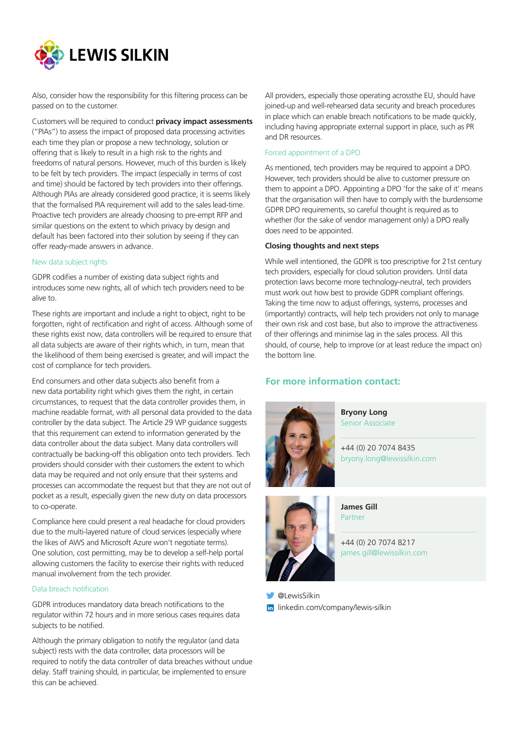Also, consider how the responsibility for this filtering process can be passed on to the customer.

Customers will be required to conduct **privacy impact assessments** ("PIAs") to assess the impact of proposed data processing activities each time they plan or propose a new technology, solution or offering that is likely to result in a high risk to the rights and freedoms of natural persons. However, much of this burden is likely to be felt by tech providers. The impact (especially in terms of cost and time) should be factored by tech providers into their offerings. Although PIAs are already considered good practice, it is seems likely that the formalised PIA requirement will add to the sales lead-time. Proactive tech providers are already choosing to pre-empt RFP and similar questions on the extent to which privacy by design and default has been factored into their solution by seeing if they can offer ready-made answers in advance.

### New data subject rights

GDPR codifies a number of existing data subject rights and introduces some new rights, all of which tech providers need to be alive to.

These rights are important and include a right to object, right to be forgotten, right of rectification and right of access. Although some of these rights exist now, data controllers will be required to ensure that all data subjects are aware of their rights which, in turn, mean that the likelihood of them being exercised is greater, and will impact the cost of compliance for tech providers.

End consumers and other data subjects also benefit from a new data portability right which gives them the right, in certain circumstances, to request that the data controller provides them, in machine readable format, with all personal data provided to the data controller by the data subject. The Article 29 WP guidance suggests that this requirement can extend to information generated by the data controller about the data subject. Many data controllers will contractually be backing-off this obligation onto tech providers. Tech providers should consider with their customers the extent to which data may be required and not only ensure that their systems and processes can accommodate the request but that they are not out of pocket as a result, especially given the new duty on data processors to co-operate.

Compliance here could present a real headache for cloud providers due to the multi-layered nature of cloud services (especially where the likes of AWS and Microsoft Azure won't negotiate terms). One solution, cost permitting, may be to develop a self-help portal allowing customers the facility to exercise their rights with reduced manual involvement from the tech provider.

### Data breach notification

GDPR introduces mandatory data breach notifications to the regulator within 72 hours and in more serious cases requires data subjects to be notified.

Although the primary obligation to notify the regulator (and data subject) rests with the data controller, data processors will be required to notify the data controller of data breaches without undue delay. Staff training should, in particular, be implemented to ensure this can be achieved.

All providers, especially those operating acrossthe EU, should have joined-up and well-rehearsed data security and breach procedures in place which can enable breach notifications to be made quickly, including having appropriate external support in place, such as PR and DR resources.

### Forced appointment of a DPO

As mentioned, tech providers may be required to appoint a DPO. However, tech providers should be alive to customer pressure on them to appoint a DPO. Appointing a DPO 'for the sake of it' means that the organisation will then have to comply with the burdensome GDPR DPO requirements, so careful thought is required as to whether (for the sake of vendor management only) a DPO really does need to be appointed.

### Closing thoughts and next steps

While well intentioned, the GDPR is too prescriptive for 21st century tech providers, especially for cloud solution providers. Until data protection laws become more technology-neutral, tech providers must work out how best to provide GDPR compliant offerings. Taking the time now to adjust offerings, systems, processes and (importantly) contracts, will help tech providers not only to manage their own risk and cost base, but also to improve the attractiveness of their offerings and minimise lag in the sales process. All this should, of course, help to improve (or at least reduce the impact on) the bottom line.

## For more information contact:

**Bryony Long**
Senior Associate

+44 (0) 20 7074 8435
bryony.long@lewissilkin.com

**James Gill**
Partner

+44 (0) 20 7074 8217
james.gill@lewissilkin.com

@LewisSilkin
linkedin.com/company/lewis-silkin